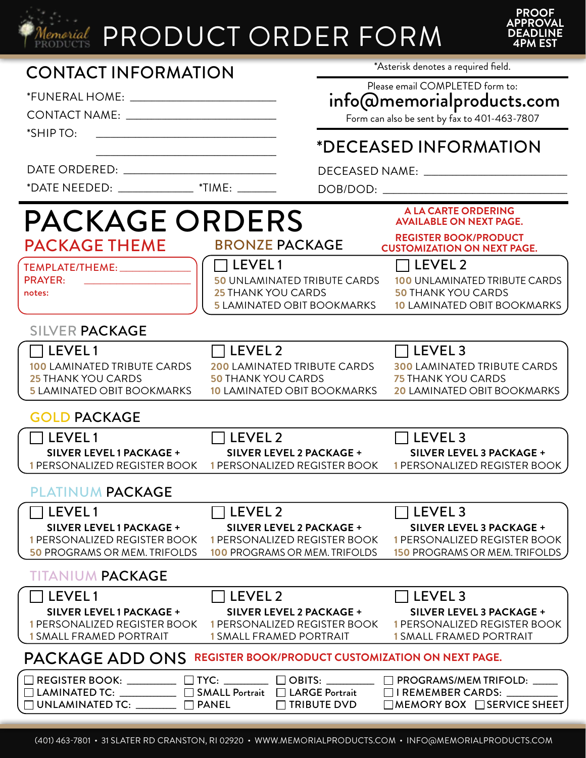# Memorial Products — PRODUCT ORDER FORM

**PROOF APPROVAL DEADLINE 4PM EST**

## CONTACT INFORMATION

*FUNERAL HOME: ______________________

CONTACT NAME: ______________________

*SHIP TO: ______________________

______________________

DATE ORDERED: ______________________

*DATE NEEDED: ____________ *TIME: ______

*Asterisk denotes a required field.

Please email COMPLETED form to:
**info@memorialproducts.com**
Form can also be sent by fax to 401-463-7807

## *DECEASED INFORMATION

DECEASED NAME: ______________________

DOB/DOD: ______________________

# PACKAGE ORDERS

**A LA CARTE ORDERING AVAILABLE ON NEXT PAGE.**

**REGISTER BOOK/PRODUCT CUSTOMIZATION ON NEXT PAGE.**

## PACKAGE THEME

TEMPLATE/THEME: ______________

PRAYER: ______________

notes:

## BRONZE PACKAGE

| ☐ LEVEL 1 | ☐ LEVEL 2 |
|---|---|
| 50 UNLAMINATED TRIBUTE CARDS | 100 UNLAMINATED TRIBUTE CARDS |
| 25 THANK YOU CARDS | 50 THANK YOU CARDS |
| 5 LAMINATED OBIT BOOKMARKS | 10 LAMINATED OBIT BOOKMARKS |

## SILVER PACKAGE

| ☐ LEVEL 1 | ☐ LEVEL 2 | ☐ LEVEL 3 |
|---|---|---|
| 100 LAMINATED TRIBUTE CARDS | 200 LAMINATED TRIBUTE CARDS | 300 LAMINATED TRIBUTE CARDS |
| 25 THANK YOU CARDS | 50 THANK YOU CARDS | 75 THANK YOU CARDS |
| 5 LAMINATED OBIT BOOKMARKS | 10 LAMINATED OBIT BOOKMARKS | 20 LAMINATED OBIT BOOKMARKS |

## GOLD PACKAGE

| ☐ LEVEL 1 | ☐ LEVEL 2 | ☐ LEVEL 3 |
|---|---|---|
| **SILVER LEVEL 1 PACKAGE +** | **SILVER LEVEL 2 PACKAGE +** | **SILVER LEVEL 3 PACKAGE +** |
| 1 PERSONALIZED REGISTER BOOK | 1 PERSONALIZED REGISTER BOOK | 1 PERSONALIZED REGISTER BOOK |

## PLATINUM PACKAGE

| ☐ LEVEL 1 | ☐ LEVEL 2 | ☐ LEVEL 3 |
|---|---|---|
| **SILVER LEVEL 1 PACKAGE +** | **SILVER LEVEL 2 PACKAGE +** | **SILVER LEVEL 3 PACKAGE +** |
| 1 PERSONALIZED REGISTER BOOK | 1 PERSONALIZED REGISTER BOOK | 1 PERSONALIZED REGISTER BOOK |
| 50 PROGRAMS OR MEM. TRIFOLDS | 100 PROGRAMS OR MEM. TRIFOLDS | 150 PROGRAMS OR MEM. TRIFOLDS |

## TITANIUM PACKAGE

| ☐ LEVEL 1 | ☐ LEVEL 2 | ☐ LEVEL 3 |
|---|---|---|
| **SILVER LEVEL 1 PACKAGE +** | **SILVER LEVEL 2 PACKAGE +** | **SILVER LEVEL 3 PACKAGE +** |
| 1 PERSONALIZED REGISTER BOOK | 1 PERSONALIZED REGISTER BOOK | 1 PERSONALIZED REGISTER BOOK |
| 1 SMALL FRAMED PORTRAIT | 1 SMALL FRAMED PORTRAIT | 1 SMALL FRAMED PORTRAIT |

## PACKAGE ADD ONS

**REGISTER BOOK/PRODUCT CUSTOMIZATION ON NEXT PAGE.**

| | | | |
|---|---|---|---|
| ☐ REGISTER BOOK: ______ | ☐ TYC: ______ | ☐ OBITS: ______ | ☐ PROGRAMS/MEM TRIFOLD: ____ |
| ☐ LAMINATED TC: ______ | ☐ SMALL Portrait | ☐ LARGE Portrait | ☐ I REMEMBER CARDS: ______ |
| ☐ UNLAMINATED TC: ______ | ☐ PANEL | ☐ TRIBUTE DVD | ☐ MEMORY BOX ☐ SERVICE SHEET |

(401) 463-7801 • 31 SLATER RD CRANSTON, RI 02920 • WWW.MEMORIALPRODUCTS.COM • INFO@MEMORIALPRODUCTS.COM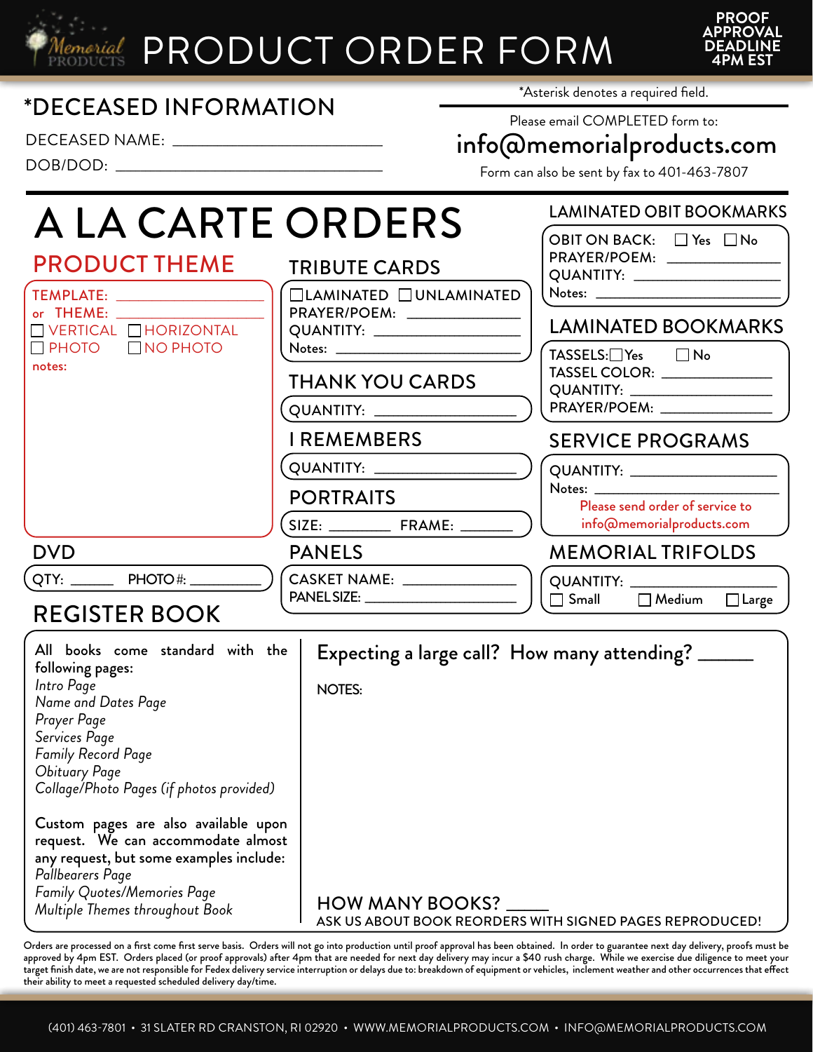# PRODUCT ORDER FORM

**PROOF APPROVAL DEADLINE 4PM EST**

## *DECEASED INFORMATION

DECEASED NAME: ______________________

DOB/DOD: ______________________

*Asterisk denotes a required field.

Please email COMPLETED form to:

**info@memorialproducts.com**

Form can also be sent by fax to 401-463-7807

# A LA CARTE ORDERS

## PRODUCT THEME

TEMPLATE: ______________

or THEME: ______________

☐ VERTICAL ☐ HORIZONTAL

☐ PHOTO ☐ NO PHOTO

notes:

## TRIBUTE CARDS

☐ LAMINATED ☐ UNLAMINATED

PRAYER/POEM: ______________

QUANTITY: ______________

Notes: ______________

## THANK YOU CARDS

QUANTITY: ______________

## I REMEMBERS

QUANTITY: ______________

## PORTRAITS

SIZE: ________ FRAME: _______

## PANELS

CASKET NAME: ______________

PANEL SIZE: ______________

## LAMINATED OBIT BOOKMARKS

OBIT ON BACK: ☐ Yes ☐ No

PRAYER/POEM: ______________

QUANTITY: ______________

Notes: ______________

## LAMINATED BOOKMARKS

TASSELS: ☐ Yes ☐ No

TASSEL COLOR: ______________

QUANTITY: ______________

PRAYER/POEM: ______________

## SERVICE PROGRAMS

QUANTITY: ______________

Notes: ______________

Please send order of service to info@memorialproducts.com

## MEMORIAL TRIFOLDS

QUANTITY: ______________

☐ Small ☐ Medium ☐ Large

## DVD

QTY: ______ PHOTO #: __________

## REGISTER BOOK

All books come standard with the following pages:

*Intro Page*
*Name and Dates Page*
*Prayer Page*
*Services Page*
*Family Record Page*
*Obituary Page*
*Collage/Photo Pages (if photos provided)*

Custom pages are also available upon request. We can accommodate almost any request, but some examples include:

*Pallbearers Page*
*Family Quotes/Memories Page*
*Multiple Themes throughout Book*

Expecting a large call? How many attending? _____

NOTES:

HOW MANY BOOKS? _____

ASK US ABOUT BOOK REORDERS WITH SIGNED PAGES REPRODUCED!

Orders are processed on a first come first serve basis. Orders will not go into production until proof approval has been obtained. In order to guarantee next day delivery, proofs must be approved by 4pm EST. Orders placed (or proof approvals) after 4pm that are needed for next day delivery may incur a $40 rush charge. While we exercise due diligence to meet your target finish date, we are not responsible for Fedex delivery service interruption or delays due to: breakdown of equipment or vehicles, inclement weather and other occurrences that effect their ability to meet a requested scheduled delivery day/time.

(401) 463-7801 • 31 SLATER RD CRANSTON, RI 02920 • WWW.MEMORIALPRODUCTS.COM • INFO@MEMORIALPRODUCTS.COM